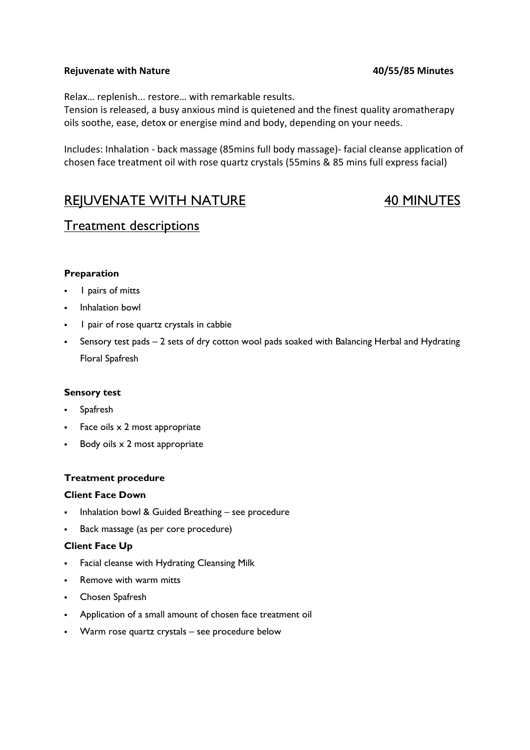**Rejuvenate with Nature** **40/55/85 Minutes**

Relax… replenish… restore… with remarkable results.
Tension is released, a busy anxious mind is quietened and the finest quality aromatherapy oils soothe, ease, detox or energise mind and body, depending on your needs.

Includes: Inhalation - back massage (85mins full body massage)- facial cleanse application of chosen face treatment oil with rose quartz crystals (55mins & 85 mins full express facial)

## REJUVENATE WITH NATURE 40 MINUTES

## Treatment descriptions

**Preparation**

- 1 pairs of mitts
- Inhalation bowl
- 1 pair of rose quartz crystals in cabbie
- Sensory test pads – 2 sets of dry cotton wool pads soaked with Balancing Herbal and Hydrating Floral Spafresh

**Sensory test**

- Spafresh
- Face oils x 2 most appropriate
- Body oils x 2 most appropriate

**Treatment procedure**

**Client Face Down**

- Inhalation bowl & Guided Breathing – see procedure
- Back massage (as per core procedure)

**Client Face Up**

- Facial cleanse with Hydrating Cleansing Milk
- Remove with warm mitts
- Chosen Spafresh
- Application of a small amount of chosen face treatment oil
- Warm rose quartz crystals – see procedure below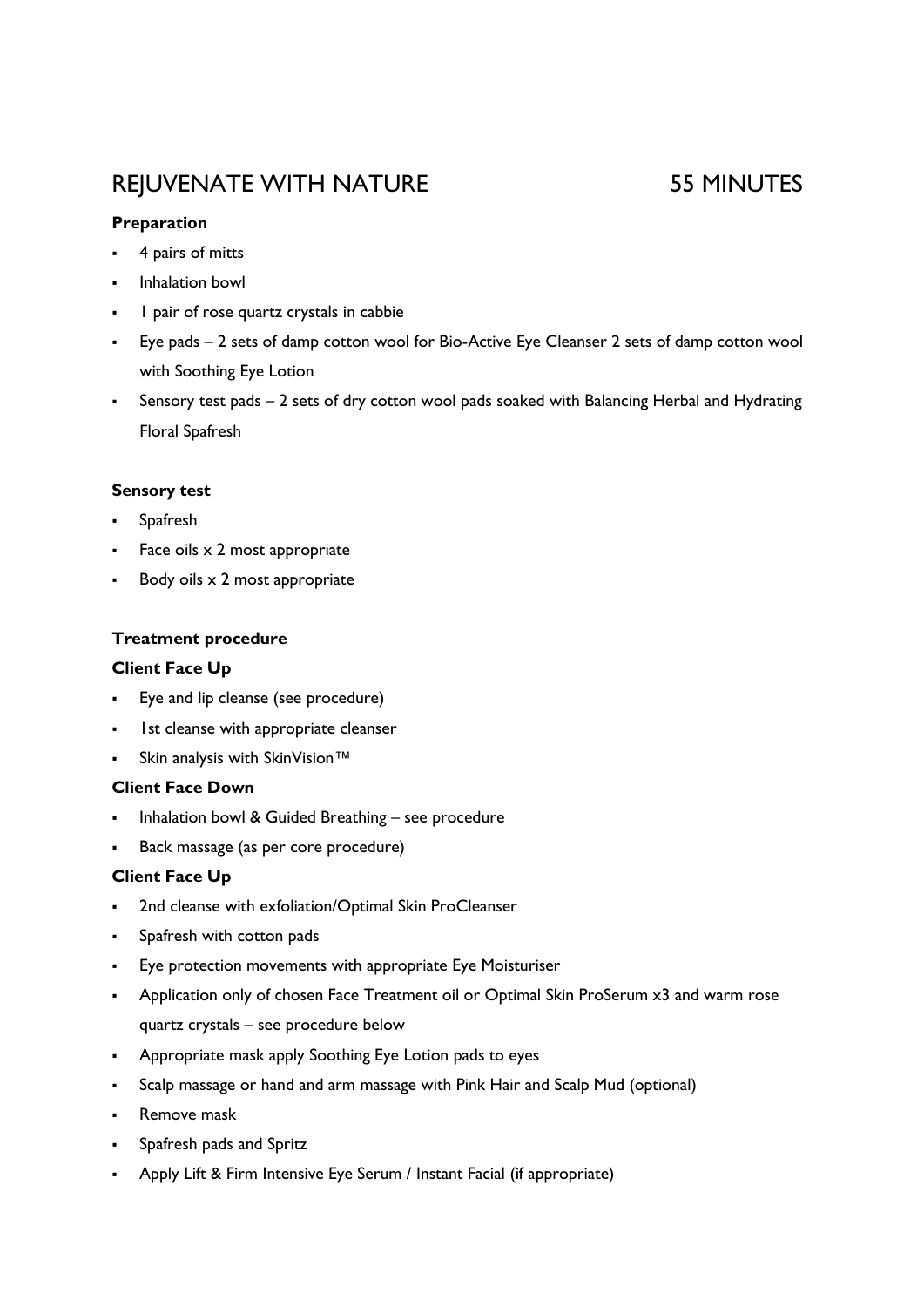# REJUVENATE WITH NATURE 55 MINUTES

**Preparation**

- 4 pairs of mitts
- Inhalation bowl
- 1 pair of rose quartz crystals in cabbie
- Eye pads – 2 sets of damp cotton wool for Bio-Active Eye Cleanser 2 sets of damp cotton wool with Soothing Eye Lotion
- Sensory test pads – 2 sets of dry cotton wool pads soaked with Balancing Herbal and Hydrating Floral Spafresh

**Sensory test**

- Spafresh
- Face oils x 2 most appropriate
- Body oils x 2 most appropriate

**Treatment procedure**

**Client Face Up**

- Eye and lip cleanse (see procedure)
- 1st cleanse with appropriate cleanser
- Skin analysis with SkinVision™

**Client Face Down**

- Inhalation bowl & Guided Breathing – see procedure
- Back massage (as per core procedure)

**Client Face Up**

- 2nd cleanse with exfoliation/Optimal Skin ProCleanser
- Spafresh with cotton pads
- Eye protection movements with appropriate Eye Moisturiser
- Application only of chosen Face Treatment oil or Optimal Skin ProSerum x3 and warm rose quartz crystals – see procedure below
- Appropriate mask apply Soothing Eye Lotion pads to eyes
- Scalp massage or hand and arm massage with Pink Hair and Scalp Mud (optional)
- Remove mask
- Spafresh pads and Spritz
- Apply Lift & Firm Intensive Eye Serum / Instant Facial (if appropriate)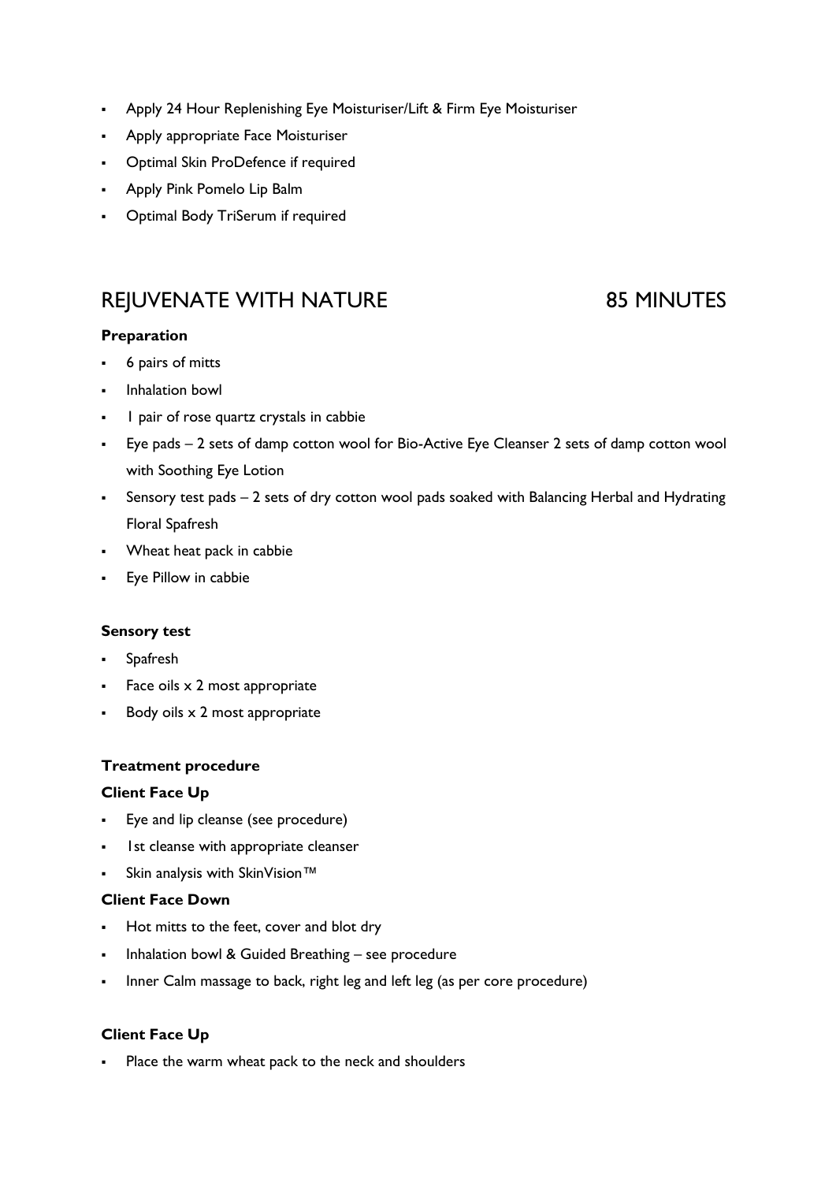- Apply 24 Hour Replenishing Eye Moisturiser/Lift & Firm Eye Moisturiser
- Apply appropriate Face Moisturiser
- Optimal Skin ProDefence if required
- Apply Pink Pomelo Lip Balm
- Optimal Body TriSerum if required

## REJUVENATE WITH NATURE 85 MINUTES

**Preparation**

- 6 pairs of mitts
- Inhalation bowl
- 1 pair of rose quartz crystals in cabbie
- Eye pads – 2 sets of damp cotton wool for Bio-Active Eye Cleanser 2 sets of damp cotton wool with Soothing Eye Lotion
- Sensory test pads – 2 sets of dry cotton wool pads soaked with Balancing Herbal and Hydrating Floral Spafresh
- Wheat heat pack in cabbie
- Eye Pillow in cabbie

**Sensory test**

- Spafresh
- Face oils x 2 most appropriate
- Body oils x 2 most appropriate

**Treatment procedure**

**Client Face Up**

- Eye and lip cleanse (see procedure)
- 1st cleanse with appropriate cleanser
- Skin analysis with SkinVision™

**Client Face Down**

- Hot mitts to the feet, cover and blot dry
- Inhalation bowl & Guided Breathing – see procedure
- Inner Calm massage to back, right leg and left leg (as per core procedure)

**Client Face Up**

- Place the warm wheat pack to the neck and shoulders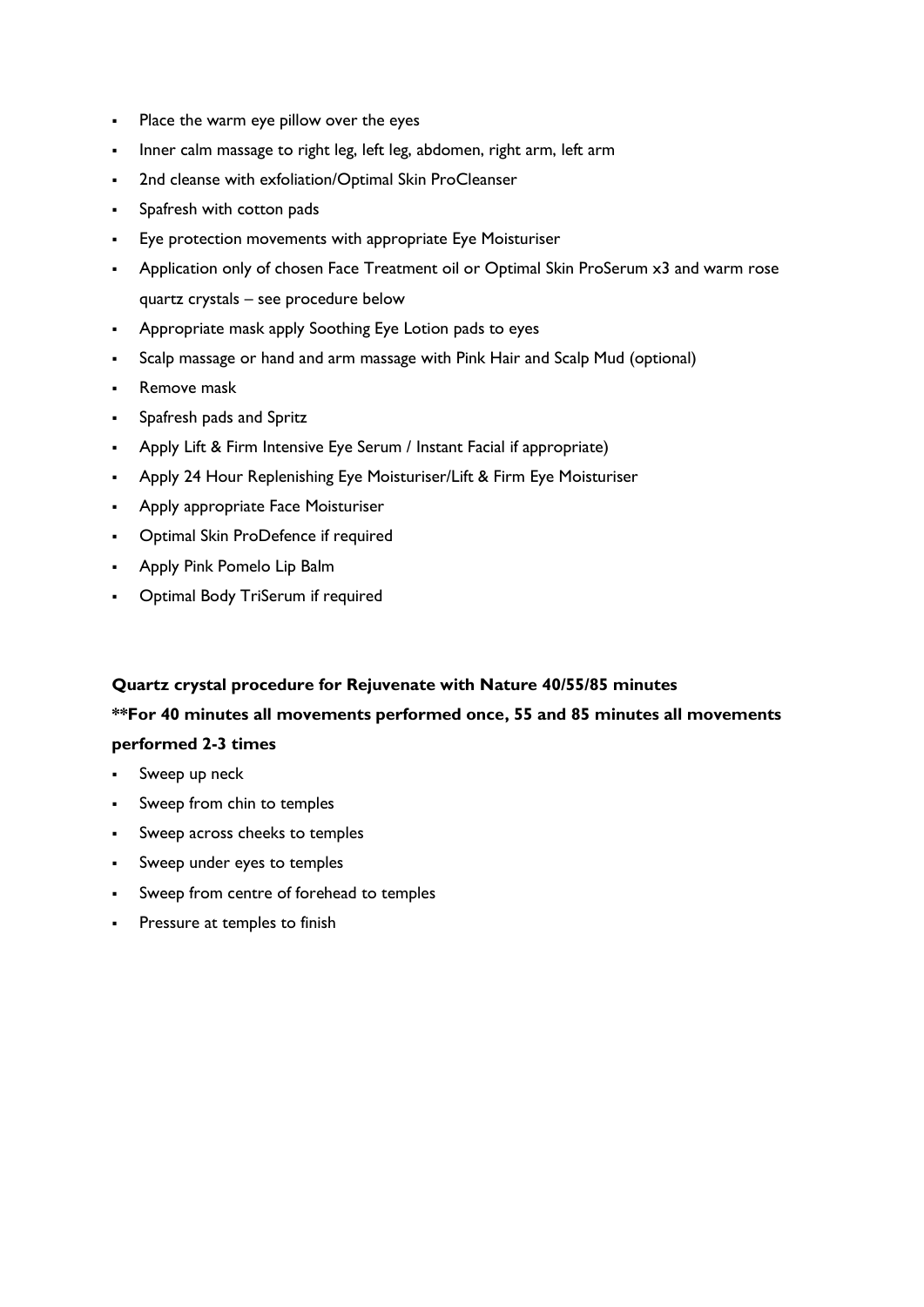- Place the warm eye pillow over the eyes
- Inner calm massage to right leg, left leg, abdomen, right arm, left arm
- 2nd cleanse with exfoliation/Optimal Skin ProCleanser
- Spafresh with cotton pads
- Eye protection movements with appropriate Eye Moisturiser
- Application only of chosen Face Treatment oil or Optimal Skin ProSerum x3 and warm rose quartz crystals – see procedure below
- Appropriate mask apply Soothing Eye Lotion pads to eyes
- Scalp massage or hand and arm massage with Pink Hair and Scalp Mud (optional)
- Remove mask
- Spafresh pads and Spritz
- Apply Lift & Firm Intensive Eye Serum / Instant Facial if appropriate)
- Apply 24 Hour Replenishing Eye Moisturiser/Lift & Firm Eye Moisturiser
- Apply appropriate Face Moisturiser
- Optimal Skin ProDefence if required
- Apply Pink Pomelo Lip Balm
- Optimal Body TriSerum if required

**Quartz crystal procedure for Rejuvenate with Nature 40/55/85 minutes**

****For 40 minutes all movements performed once, 55 and 85 minutes all movements performed 2-3 times**

- Sweep up neck
- Sweep from chin to temples
- Sweep across cheeks to temples
- Sweep under eyes to temples
- Sweep from centre of forehead to temples
- Pressure at temples to finish